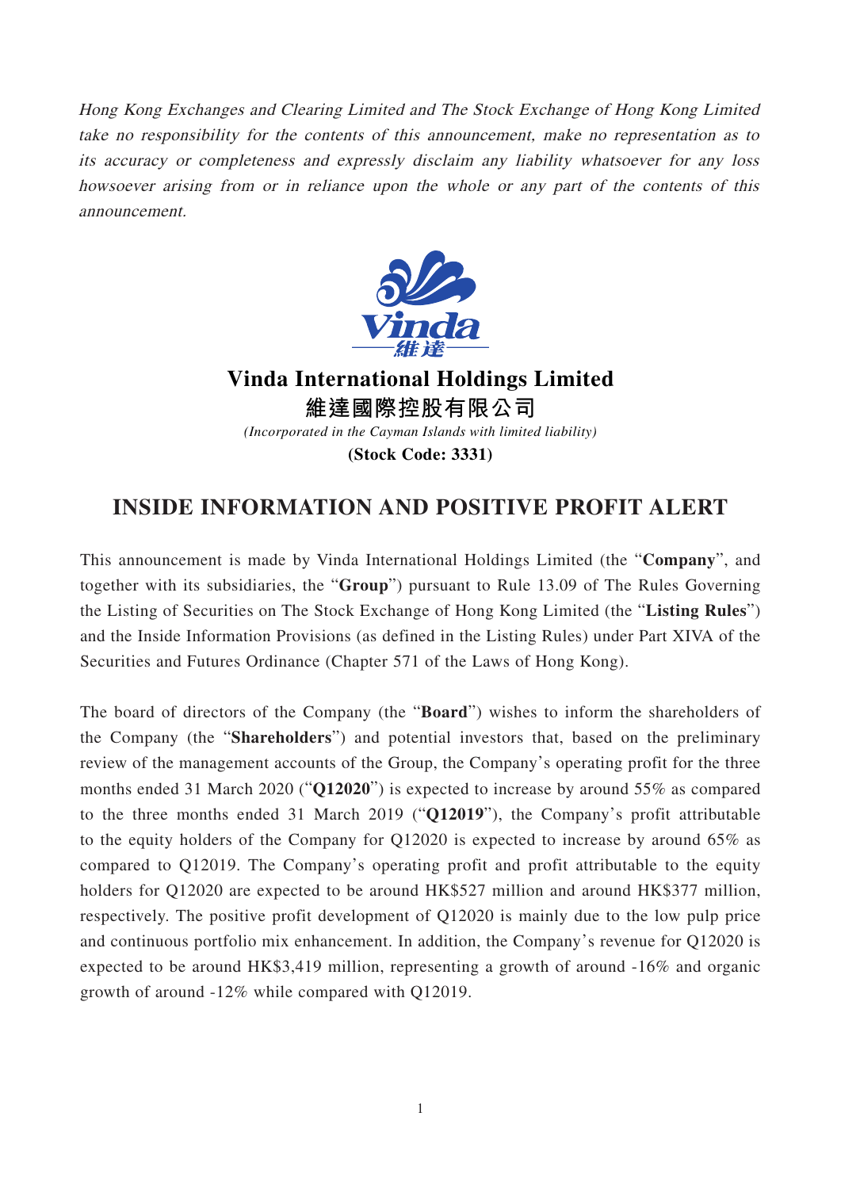*Hong Kong Exchanges and Clearing Limited and The Stock Exchange of Hong Kong Limited take no responsibility for the contents of this announcement, make no representation as to its accuracy or completeness and expressly disclaim any liability whatsoever for any loss howsoever arising from or in reliance upon the whole or any part of the contents of this announcement.*

# Vinda International Holdings Limited

# 維達國際控股有限公司

*(Incorporated in the Cayman Islands with limited liability)*

**(Stock Code: 3331)**

## INSIDE INFORMATION AND POSITIVE PROFIT ALERT

This announcement is made by Vinda International Holdings Limited (the "**Company**", and together with its subsidiaries, the "**Group**") pursuant to Rule 13.09 of The Rules Governing the Listing of Securities on The Stock Exchange of Hong Kong Limited (the "**Listing Rules**") and the Inside Information Provisions (as defined in the Listing Rules) under Part XIVA of the Securities and Futures Ordinance (Chapter 571 of the Laws of Hong Kong).

The board of directors of the Company (the "**Board**") wishes to inform the shareholders of the Company (the "**Shareholders**") and potential investors that, based on the preliminary review of the management accounts of the Group, the Company's operating profit for the three months ended 31 March 2020 ("**Q12020**") is expected to increase by around 55% as compared to the three months ended 31 March 2019 ("**Q12019**"), the Company's profit attributable to the equity holders of the Company for Q12020 is expected to increase by around 65% as compared to Q12019. The Company's operating profit and profit attributable to the equity holders for Q12020 are expected to be around HK$527 million and around HK$377 million, respectively. The positive profit development of Q12020 is mainly due to the low pulp price and continuous portfolio mix enhancement. In addition, the Company's revenue for Q12020 is expected to be around HK$3,419 million, representing a growth of around -16% and organic growth of around -12% while compared with Q12019.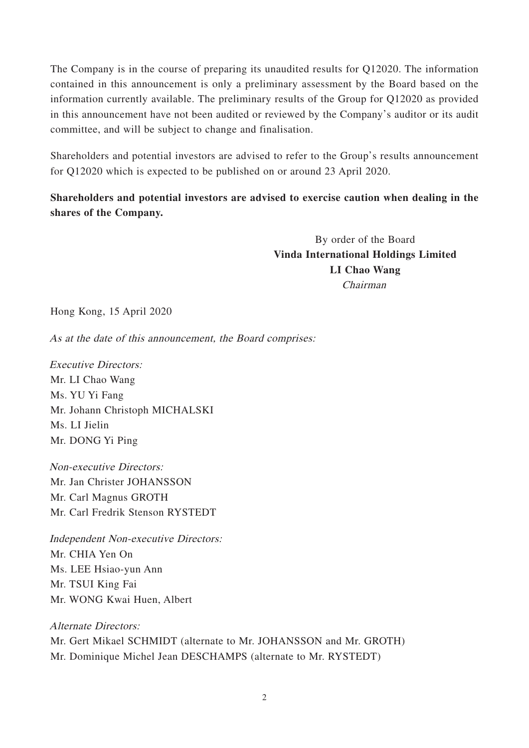The Company is in the course of preparing its unaudited results for Q12020. The information contained in this announcement is only a preliminary assessment by the Board based on the information currently available. The preliminary results of the Group for Q12020 as provided in this announcement have not been audited or reviewed by the Company's auditor or its audit committee, and will be subject to change and finalisation.

Shareholders and potential investors are advised to refer to the Group's results announcement for Q12020 which is expected to be published on or around 23 April 2020.

**Shareholders and potential investors are advised to exercise caution when dealing in the shares of the Company.**

By order of the Board
**Vinda International Holdings Limited**
**LI Chao Wang**
*Chairman*

Hong Kong, 15 April 2020

*As at the date of this announcement, the Board comprises:*

*Executive Directors:*
Mr. LI Chao Wang
Ms. YU Yi Fang
Mr. Johann Christoph MICHALSKI
Ms. LI Jielin
Mr. DONG Yi Ping

*Non-executive Directors:*
Mr. Jan Christer JOHANSSON
Mr. Carl Magnus GROTH
Mr. Carl Fredrik Stenson RYSTEDT

*Independent Non-executive Directors:*
Mr. CHIA Yen On
Ms. LEE Hsiao-yun Ann
Mr. TSUI King Fai
Mr. WONG Kwai Huen, Albert

*Alternate Directors:*
Mr. Gert Mikael SCHMIDT (alternate to Mr. JOHANSSON and Mr. GROTH)
Mr. Dominique Michel Jean DESCHAMPS (alternate to Mr. RYSTEDT)